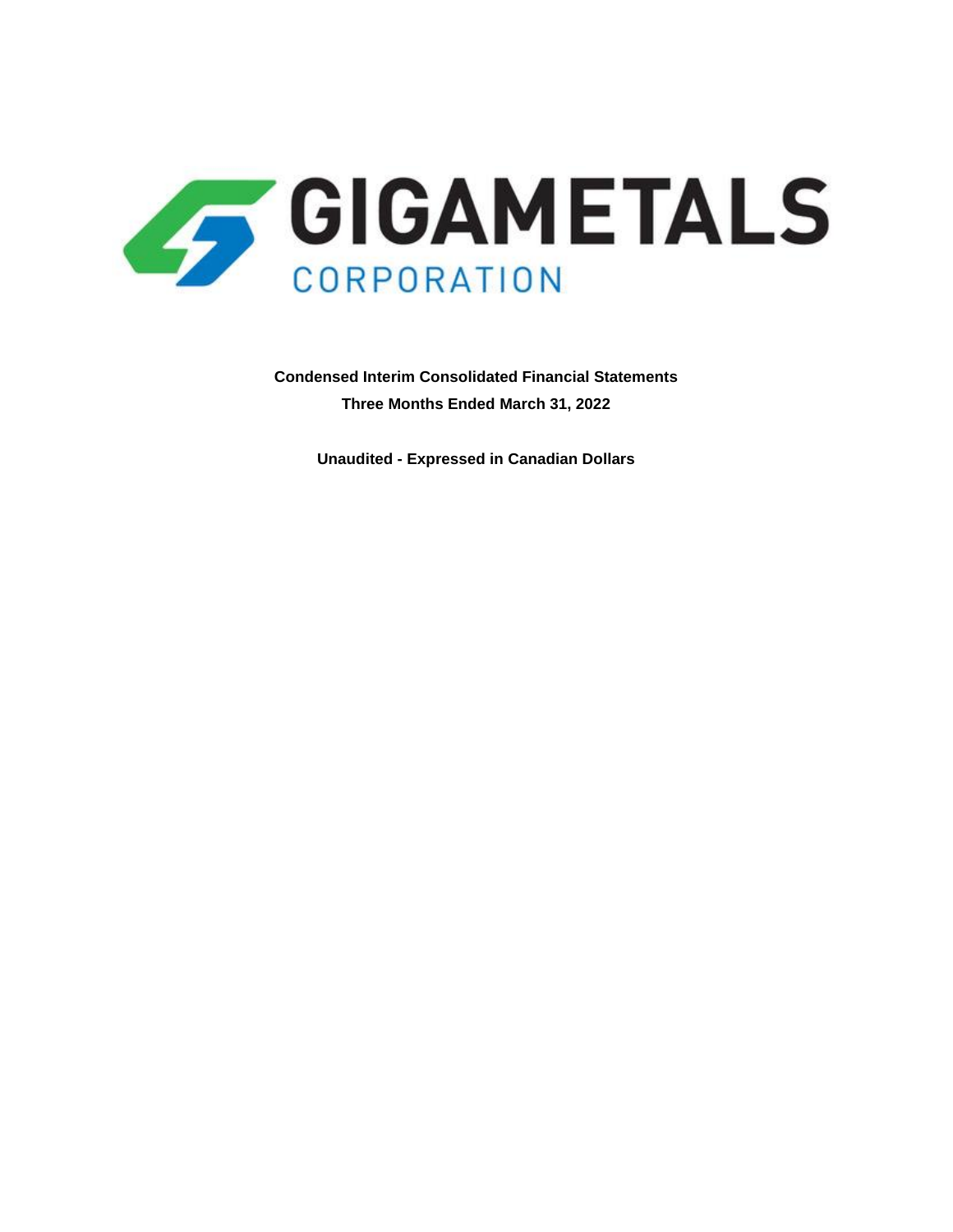# GIGAMETALS

## CORPORATION

**Condensed Interim Consolidated Financial Statements**

**Three Months Ended March 31, 2022**

**Unaudited - Expressed in Canadian Dollars**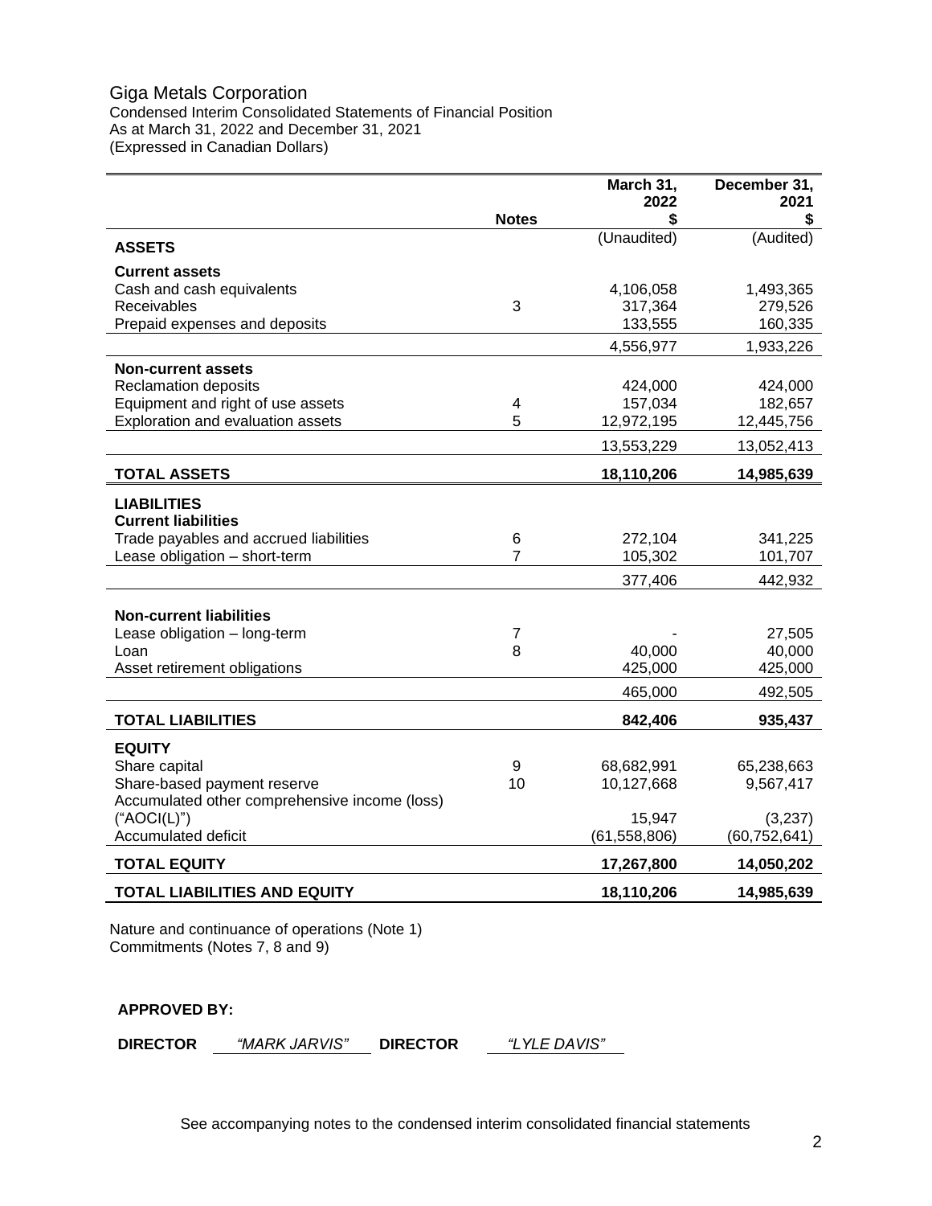# Giga Metals Corporation

Condensed Interim Consolidated Statements of Financial Position
As at March 31, 2022 and December 31, 2021
(Expressed in Canadian Dollars)

| | Notes | March 31, 2022 $ | December 31, 2021 $ |
|---|---|---|---|
| | | (Unaudited) | (Audited) |
| **ASSETS** | | | |
| **Current assets** | | | |
| Cash and cash equivalents | | 4,106,058 | 1,493,365 |
| Receivables | 3 | 317,364 | 279,526 |
| Prepaid expenses and deposits | | 133,555 | 160,335 |
| | | 4,556,977 | 1,933,226 |
| **Non-current assets** | | | |
| Reclamation deposits | | 424,000 | 424,000 |
| Equipment and right of use assets | 4 | 157,034 | 182,657 |
| Exploration and evaluation assets | 5 | 12,972,195 | 12,445,756 |
| | | 13,553,229 | 13,052,413 |
| **TOTAL ASSETS** | | **18,110,206** | **14,985,639** |
| **LIABILITIES** | | | |
| **Current liabilities** | | | |
| Trade payables and accrued liabilities | 6 | 272,104 | 341,225 |
| Lease obligation – short-term | 7 | 105,302 | 101,707 |
| | | 377,406 | 442,932 |
| **Non-current liabilities** | | | |
| Lease obligation – long-term | 7 | - | 27,505 |
| Loan | 8 | 40,000 | 40,000 |
| Asset retirement obligations | | 425,000 | 425,000 |
| | | 465,000 | 492,505 |
| **TOTAL LIABILITIES** | | **842,406** | **935,437** |
| **EQUITY** | | | |
| Share capital | 9 | 68,682,991 | 65,238,663 |
| Share-based payment reserve | 10 | 10,127,668 | 9,567,417 |
| Accumulated other comprehensive income (loss) ("AOCI(L)") | | 15,947 | (3,237) |
| Accumulated deficit | | (61,558,806) | (60,752,641) |
| **TOTAL EQUITY** | | **17,267,800** | **14,050,202** |
| **TOTAL LIABILITIES AND EQUITY** | | **18,110,206** | **14,985,639** |

Nature and continuance of operations (Note 1)
Commitments (Notes 7, 8 and 9)

**APPROVED BY:**

**DIRECTOR** *"MARK JARVIS"* **DIRECTOR** *"LYLE DAVIS"*

See accompanying notes to the condensed interim consolidated financial statements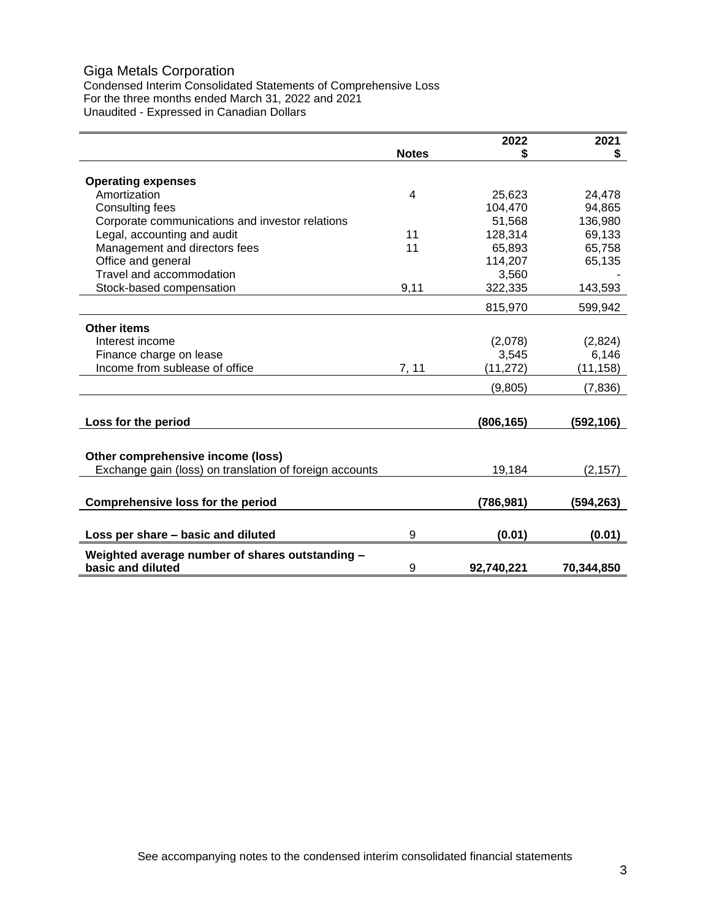# Giga Metals Corporation

Condensed Interim Consolidated Statements of Comprehensive Loss
For the three months ended March 31, 2022 and 2021
Unaudited - Expressed in Canadian Dollars

| | Notes | 2022 $ | 2021 $ |
|---|---|---|---|
| **Operating expenses** | | | |
| Amortization | 4 | 25,623 | 24,478 |
| Consulting fees | | 104,470 | 94,865 |
| Corporate communications and investor relations | | 51,568 | 136,980 |
| Legal, accounting and audit | 11 | 128,314 | 69,133 |
| Management and directors fees | 11 | 65,893 | 65,758 |
| Office and general | | 114,207 | 65,135 |
| Travel and accommodation | | 3,560 | - |
| Stock-based compensation | 9,11 | 322,335 | 143,593 |
| | | 815,970 | 599,942 |
| **Other items** | | | |
| Interest income | | (2,078) | (2,824) |
| Finance charge on lease | | 3,545 | 6,146 |
| Income from sublease of office | 7, 11 | (11,272) | (11,158) |
| | | (9,805) | (7,836) |
| **Loss for the period** | | **(806,165)** | **(592,106)** |
| **Other comprehensive income (loss)** | | | |
| Exchange gain (loss) on translation of foreign accounts | | 19,184 | (2,157) |
| **Comprehensive loss for the period** | | **(786,981)** | **(594,263)** |
| **Loss per share – basic and diluted** | 9 | **(0.01)** | **(0.01)** |
| **Weighted average number of shares outstanding – basic and diluted** | 9 | **92,740,221** | **70,344,850** |

See accompanying notes to the condensed interim consolidated financial statements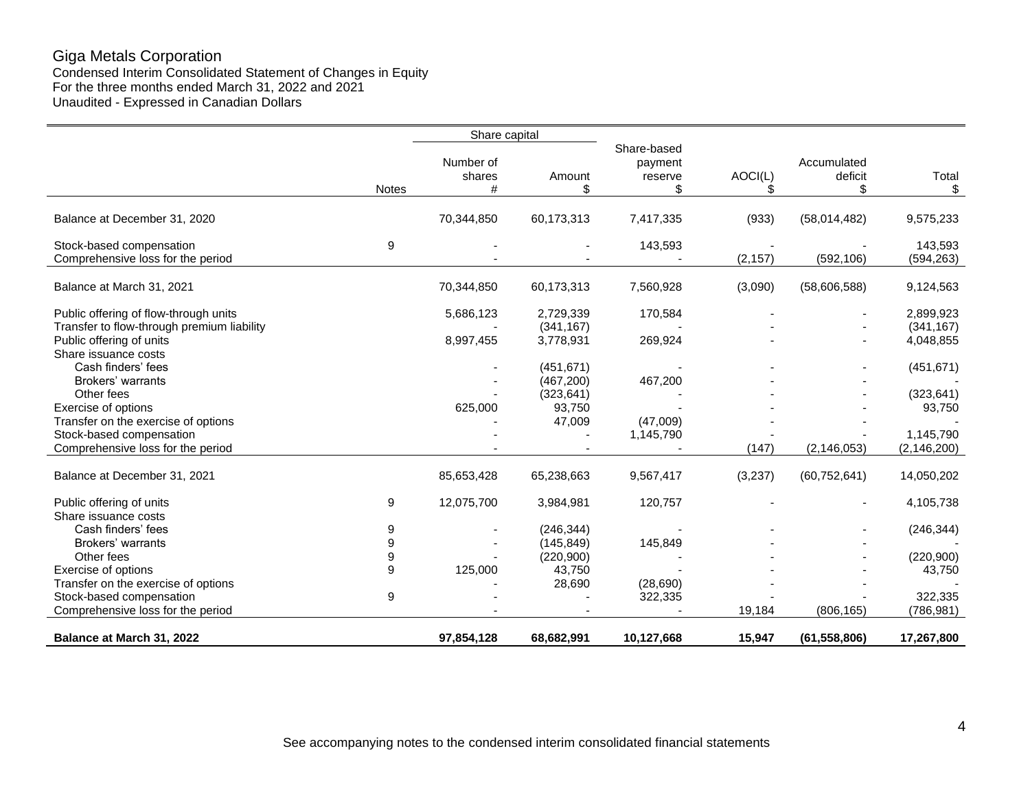# Giga Metals Corporation

Condensed Interim Consolidated Statement of Changes in Equity
For the three months ended March 31, 2022 and 2021
Unaudited - Expressed in Canadian Dollars

| | Notes | Share capital | | Share-based payment reserve | AOCI(L) | Accumulated deficit | Total |
|---|---|---|---|---|---|---|---|
| | | Number of shares # | Amount $ | $ | $ | $ | $ |
| Balance at December 31, 2020 | | 70,344,850 | 60,173,313 | 7,417,335 | (933) | (58,014,482) | 9,575,233 |
| Stock-based compensation | 9 | - | - | 143,593 | - | - | 143,593 |
| Comprehensive loss for the period | | - | - | - | (2,157) | (592,106) | (594,263) |
| Balance at March 31, 2021 | | 70,344,850 | 60,173,313 | 7,560,928 | (3,090) | (58,606,588) | 9,124,563 |
| Public offering of flow-through units | | 5,686,123 | 2,729,339 | 170,584 | - | - | 2,899,923 |
| Transfer to flow-through premium liability | | - | (341,167) | - | - | - | (341,167) |
| Public offering of units | | 8,997,455 | 3,778,931 | 269,924 | - | - | 4,048,855 |
| Share issuance costs | | | | | | | |
| Cash finders' fees | | - | (451,671) | - | - | - | (451,671) |
| Brokers' warrants | | - | (467,200) | 467,200 | - | - | - |
| Other fees | | - | (323,641) | - | - | - | (323,641) |
| Exercise of options | | 625,000 | 93,750 | - | - | - | 93,750 |
| Transfer on the exercise of options | | - | 47,009 | (47,009) | - | - | - |
| Stock-based compensation | | - | - | 1,145,790 | - | - | 1,145,790 |
| Comprehensive loss for the period | | - | - | - | (147) | (2,146,053) | (2,146,200) |
| Balance at December 31, 2021 | | 85,653,428 | 65,238,663 | 9,567,417 | (3,237) | (60,752,641) | 14,050,202 |
| Public offering of units | 9 | 12,075,700 | 3,984,981 | 120,757 | - | - | 4,105,738 |
| Share issuance costs | | | | | | | |
| Cash finders' fees | 9 | - | (246,344) | - | - | - | (246,344) |
| Brokers' warrants | 9 | - | (145,849) | 145,849 | - | - | - |
| Other fees | 9 | - | (220,900) | - | - | - | (220,900) |
| Exercise of options | 9 | 125,000 | 43,750 | - | - | - | 43,750 |
| Transfer on the exercise of options | | - | 28,690 | (28,690) | - | - | - |
| Stock-based compensation | 9 | - | - | 322,335 | - | - | 322,335 |
| Comprehensive loss for the period | | - | - | - | 19,184 | (806,165) | (786,981) |
| **Balance at March 31, 2022** | | **97,854,128** | **68,682,991** | **10,127,668** | **15,947** | **(61,558,806)** | **17,267,800** |

See accompanying notes to the condensed interim consolidated financial statements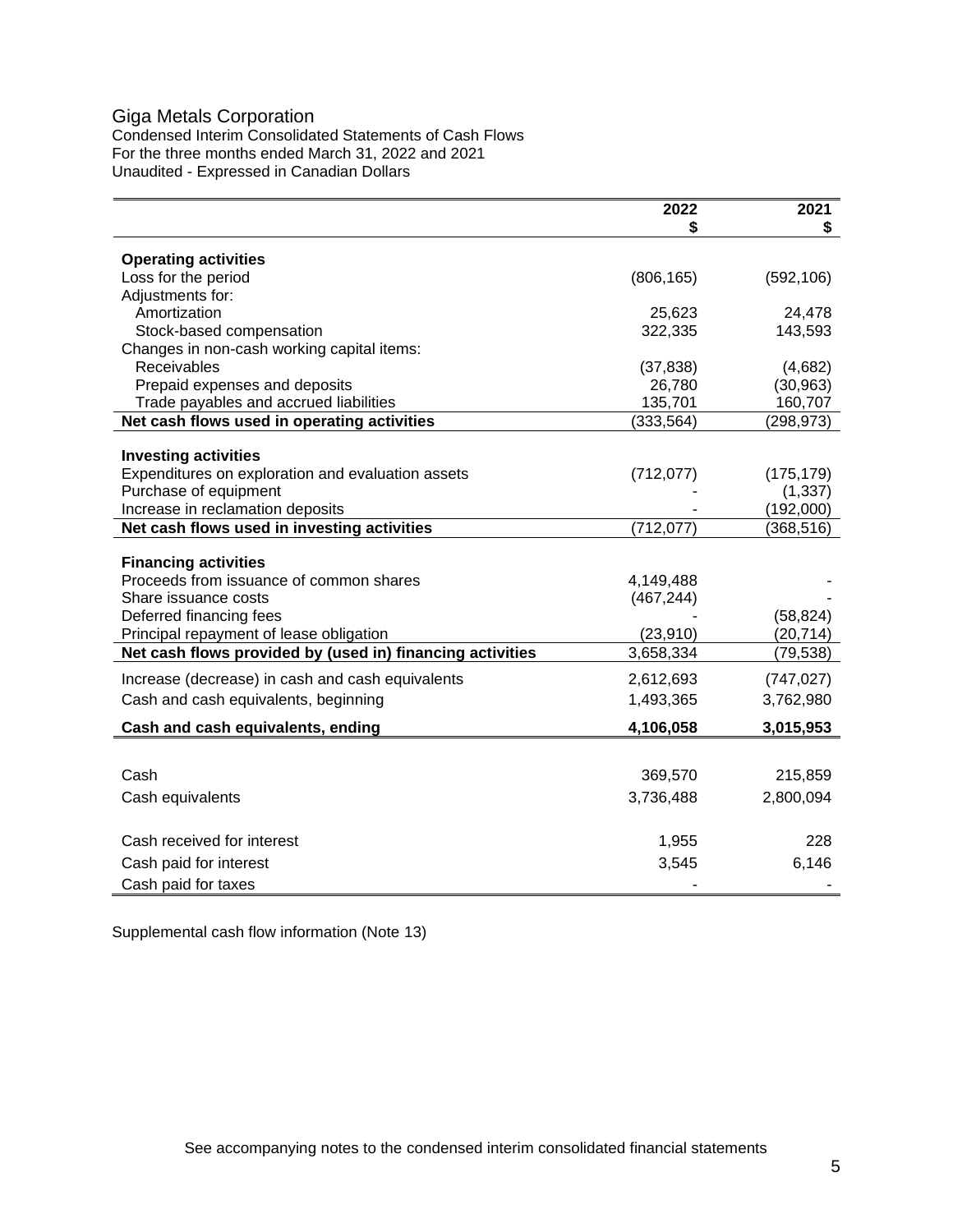# Giga Metals Corporation

Condensed Interim Consolidated Statements of Cash Flows
For the three months ended March 31, 2022 and 2021
Unaudited - Expressed in Canadian Dollars

| | 2022<br>$ | 2021<br>$ |
|---|---|---|
| **Operating activities** | | |
| Loss for the period | (806,165) | (592,106) |
| Adjustments for: | | |
| Amortization | 25,623 | 24,478 |
| Stock-based compensation | 322,335 | 143,593 |
| Changes in non-cash working capital items: | | |
| Receivables | (37,838) | (4,682) |
| Prepaid expenses and deposits | 26,780 | (30,963) |
| Trade payables and accrued liabilities | 135,701 | 160,707 |
| **Net cash flows used in operating activities** | (333,564) | (298,973) |
| **Investing activities** | | |
| Expenditures on exploration and evaluation assets | (712,077) | (175,179) |
| Purchase of equipment | - | (1,337) |
| Increase in reclamation deposits | - | (192,000) |
| **Net cash flows used in investing activities** | (712,077) | (368,516) |
| **Financing activities** | | |
| Proceeds from issuance of common shares | 4,149,488 | - |
| Share issuance costs | (467,244) | - |
| Deferred financing fees | - | (58,824) |
| Principal repayment of lease obligation | (23,910) | (20,714) |
| **Net cash flows provided by (used in) financing activities** | 3,658,334 | (79,538) |
| Increase (decrease) in cash and cash equivalents | 2,612,693 | (747,027) |
| Cash and cash equivalents, beginning | 1,493,365 | 3,762,980 |
| **Cash and cash equivalents, ending** | **4,106,058** | **3,015,953** |
| Cash | 369,570 | 215,859 |
| Cash equivalents | 3,736,488 | 2,800,094 |
| Cash received for interest | 1,955 | 228 |
| Cash paid for interest | 3,545 | 6,146 |
| Cash paid for taxes | - | - |

Supplemental cash flow information (Note 13)

See accompanying notes to the condensed interim consolidated financial statements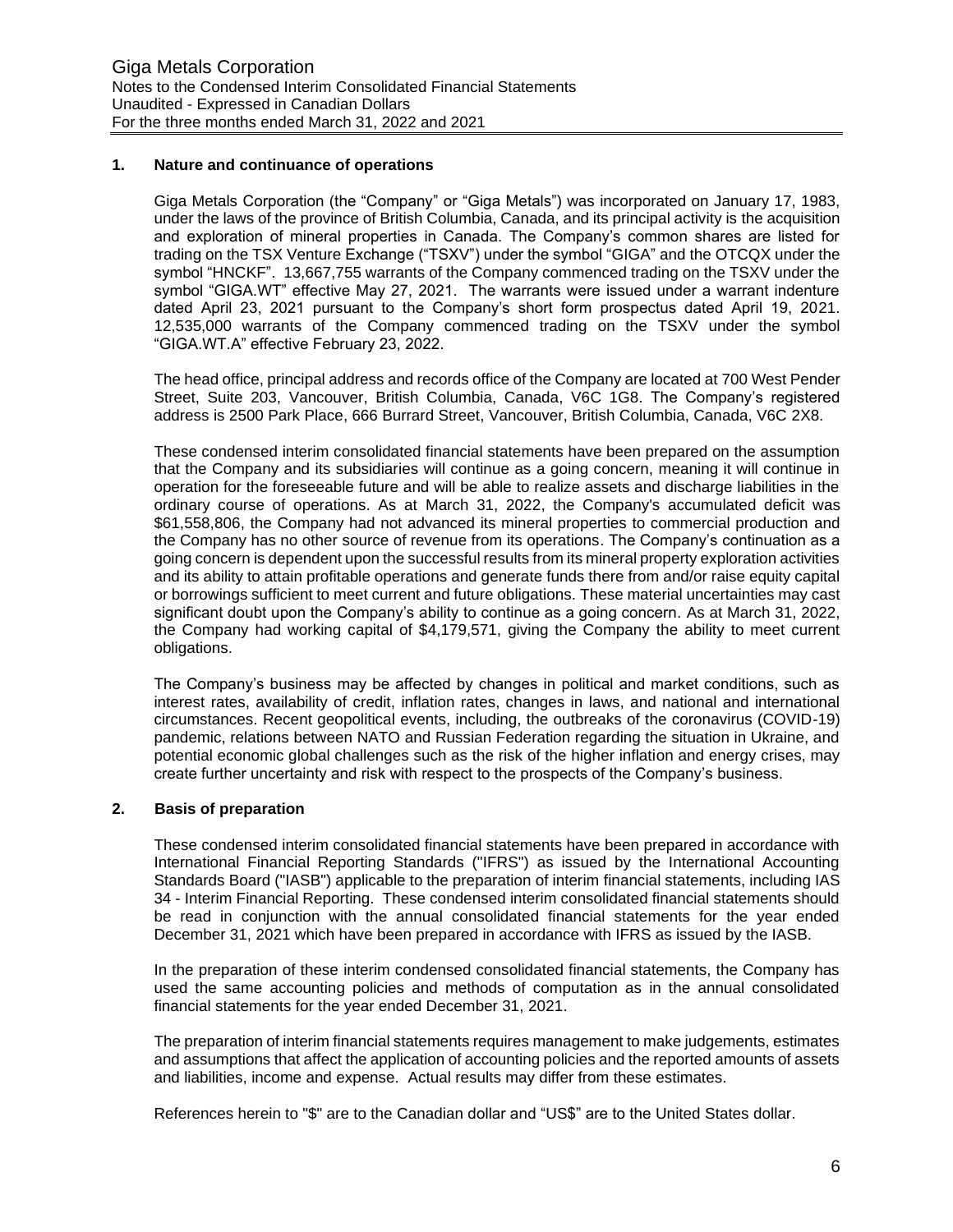## 1. Nature and continuance of operations

Giga Metals Corporation (the "Company" or "Giga Metals") was incorporated on January 17, 1983, under the laws of the province of British Columbia, Canada, and its principal activity is the acquisition and exploration of mineral properties in Canada. The Company's common shares are listed for trading on the TSX Venture Exchange ("TSXV") under the symbol "GIGA" and the OTCQX under the symbol "HNCKF". 13,667,755 warrants of the Company commenced trading on the TSXV under the symbol "GIGA.WT" effective May 27, 2021. The warrants were issued under a warrant indenture dated April 23, 2021 pursuant to the Company's short form prospectus dated April 19, 2021. 12,535,000 warrants of the Company commenced trading on the TSXV under the symbol "GIGA.WT.A" effective February 23, 2022.

The head office, principal address and records office of the Company are located at 700 West Pender Street, Suite 203, Vancouver, British Columbia, Canada, V6C 1G8. The Company's registered address is 2500 Park Place, 666 Burrard Street, Vancouver, British Columbia, Canada, V6C 2X8.

These condensed interim consolidated financial statements have been prepared on the assumption that the Company and its subsidiaries will continue as a going concern, meaning it will continue in operation for the foreseeable future and will be able to realize assets and discharge liabilities in the ordinary course of operations. As at March 31, 2022, the Company's accumulated deficit was $61,558,806, the Company had not advanced its mineral properties to commercial production and the Company has no other source of revenue from its operations. The Company's continuation as a going concern is dependent upon the successful results from its mineral property exploration activities and its ability to attain profitable operations and generate funds there from and/or raise equity capital or borrowings sufficient to meet current and future obligations. These material uncertainties may cast significant doubt upon the Company's ability to continue as a going concern. As at March 31, 2022, the Company had working capital of $4,179,571, giving the Company the ability to meet current obligations.

The Company's business may be affected by changes in political and market conditions, such as interest rates, availability of credit, inflation rates, changes in laws, and national and international circumstances. Recent geopolitical events, including, the outbreaks of the coronavirus (COVID-19) pandemic, relations between NATO and Russian Federation regarding the situation in Ukraine, and potential economic global challenges such as the risk of the higher inflation and energy crises, may create further uncertainty and risk with respect to the prospects of the Company's business.

## 2. Basis of preparation

These condensed interim consolidated financial statements have been prepared in accordance with International Financial Reporting Standards ("IFRS") as issued by the International Accounting Standards Board ("IASB") applicable to the preparation of interim financial statements, including IAS 34 - Interim Financial Reporting. These condensed interim consolidated financial statements should be read in conjunction with the annual consolidated financial statements for the year ended December 31, 2021 which have been prepared in accordance with IFRS as issued by the IASB.

In the preparation of these interim condensed consolidated financial statements, the Company has used the same accounting policies and methods of computation as in the annual consolidated financial statements for the year ended December 31, 2021.

The preparation of interim financial statements requires management to make judgements, estimates and assumptions that affect the application of accounting policies and the reported amounts of assets and liabilities, income and expense. Actual results may differ from these estimates.

References herein to "$" are to the Canadian dollar and "US$" are to the United States dollar.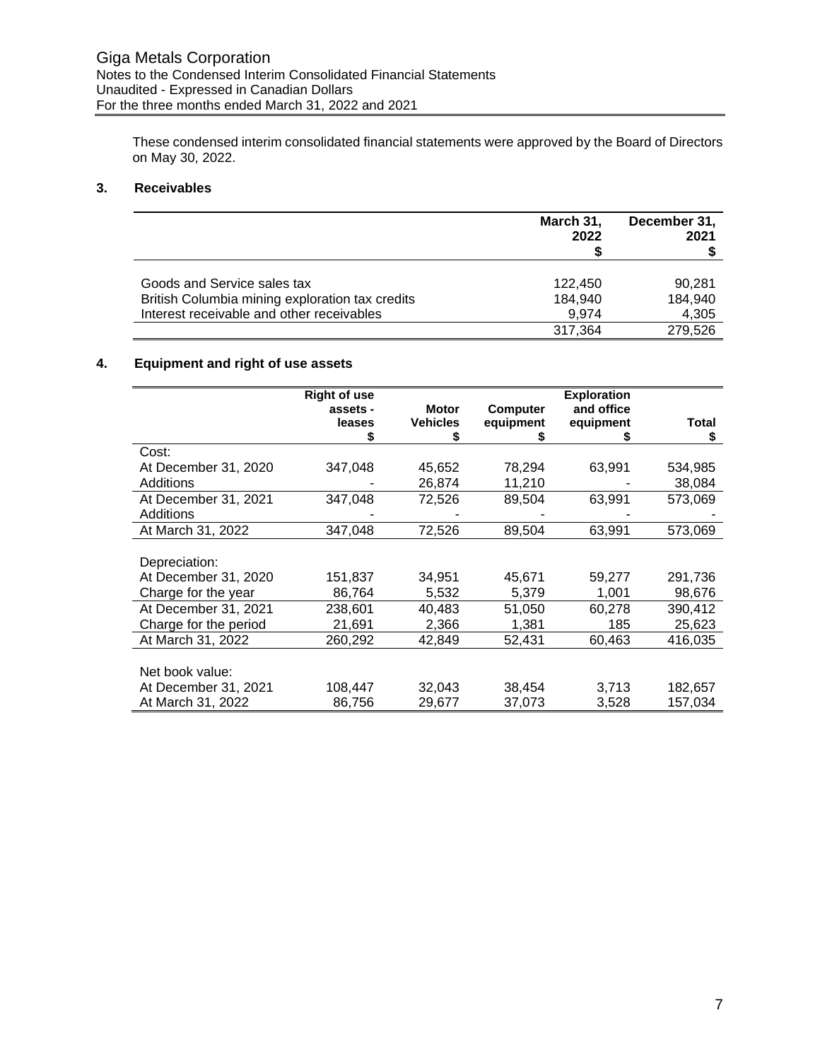These condensed interim consolidated financial statements were approved by the Board of Directors on May 30, 2022.

## 3. Receivables

| | March 31, 2022 $ | December 31, 2021 $ |
|---|---|---|
| Goods and Service sales tax | 122,450 | 90,281 |
| British Columbia mining exploration tax credits | 184,940 | 184,940 |
| Interest receivable and other receivables | 9,974 | 4,305 |
| | 317,364 | 279,526 |

## 4. Equipment and right of use assets

| | Right of use assets - leases $ | Motor Vehicles $ | Computer equipment $ | Exploration and office equipment $ | Total $ |
|---|---|---|---|---|---|
| Cost: | | | | | |
| At December 31, 2020 | 347,048 | 45,652 | 78,294 | 63,991 | 534,985 |
| Additions | - | 26,874 | 11,210 | - | 38,084 |
| At December 31, 2021 | 347,048 | 72,526 | 89,504 | 63,991 | 573,069 |
| Additions | - | - | - | - | - |
| At March 31, 2022 | 347,048 | 72,526 | 89,504 | 63,991 | 573,069 |
| Depreciation: | | | | | |
| At December 31, 2020 | 151,837 | 34,951 | 45,671 | 59,277 | 291,736 |
| Charge for the year | 86,764 | 5,532 | 5,379 | 1,001 | 98,676 |
| At December 31, 2021 | 238,601 | 40,483 | 51,050 | 60,278 | 390,412 |
| Charge for the period | 21,691 | 2,366 | 1,381 | 185 | 25,623 |
| At March 31, 2022 | 260,292 | 42,849 | 52,431 | 60,463 | 416,035 |
| Net book value: | | | | | |
| At December 31, 2021 | 108,447 | 32,043 | 38,454 | 3,713 | 182,657 |
| At March 31, 2022 | 86,756 | 29,677 | 37,073 | 3,528 | 157,034 |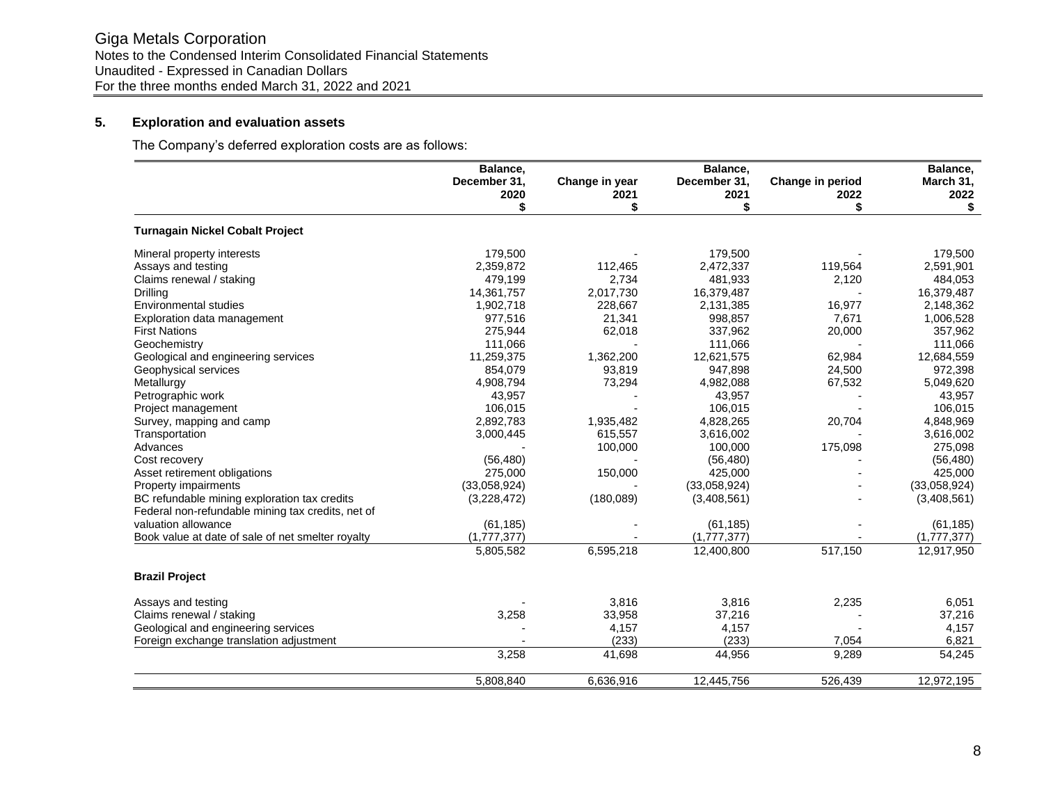## 5. Exploration and evaluation assets

The Company's deferred exploration costs are as follows:

| | Balance, December 31, 2020 $ | Change in year 2021 $ | Balance, December 31, 2021 $ | Change in period 2022 $ | Balance, March 31, 2022 $ |
|---|---|---|---|---|---|
| **Turnagain Nickel Cobalt Project** | | | | | |
| Mineral property interests | 179,500 | - | 179,500 | - | 179,500 |
| Assays and testing | 2,359,872 | 112,465 | 2,472,337 | 119,564 | 2,591,901 |
| Claims renewal / staking | 479,199 | 2,734 | 481,933 | 2,120 | 484,053 |
| Drilling | 14,361,757 | 2,017,730 | 16,379,487 | - | 16,379,487 |
| Environmental studies | 1,902,718 | 228,667 | 2,131,385 | 16,977 | 2,148,362 |
| Exploration data management | 977,516 | 21,341 | 998,857 | 7,671 | 1,006,528 |
| First Nations | 275,944 | 62,018 | 337,962 | 20,000 | 357,962 |
| Geochemistry | 111,066 | - | 111,066 | - | 111,066 |
| Geological and engineering services | 11,259,375 | 1,362,200 | 12,621,575 | 62,984 | 12,684,559 |
| Geophysical services | 854,079 | 93,819 | 947,898 | 24,500 | 972,398 |
| Metallurgy | 4,908,794 | 73,294 | 4,982,088 | 67,532 | 5,049,620 |
| Petrographic work | 43,957 | - | 43,957 | - | 43,957 |
| Project management | 106,015 | - | 106,015 | - | 106,015 |
| Survey, mapping and camp | 2,892,783 | 1,935,482 | 4,828,265 | 20,704 | 4,848,969 |
| Transportation | 3,000,445 | 615,557 | 3,616,002 | - | 3,616,002 |
| Advances | - | 100,000 | 100,000 | 175,098 | 275,098 |
| Cost recovery | (56,480) | - | (56,480) | - | (56,480) |
| Asset retirement obligations | 275,000 | 150,000 | 425,000 | - | 425,000 |
| Property impairments | (33,058,924) | - | (33,058,924) | - | (33,058,924) |
| BC refundable mining exploration tax credits | (3,228,472) | (180,089) | (3,408,561) | - | (3,408,561) |
| Federal non-refundable mining tax credits, net of valuation allowance | (61,185) | - | (61,185) | - | (61,185) |
| Book value at date of sale of net smelter royalty | (1,777,377) | - | (1,777,377) | - | (1,777,377) |
| | 5,805,582 | 6,595,218 | 12,400,800 | 517,150 | 12,917,950 |
| **Brazil Project** | | | | | |
| Assays and testing | - | 3,816 | 3,816 | 2,235 | 6,051 |
| Claims renewal / staking | 3,258 | 33,958 | 37,216 | - | 37,216 |
| Geological and engineering services | - | 4,157 | 4,157 | - | 4,157 |
| Foreign exchange translation adjustment | - | (233) | (233) | 7,054 | 6,821 |
| | 3,258 | 41,698 | 44,956 | 9,289 | 54,245 |
| | 5,808,840 | 6,636,916 | 12,445,756 | 526,439 | 12,972,195 |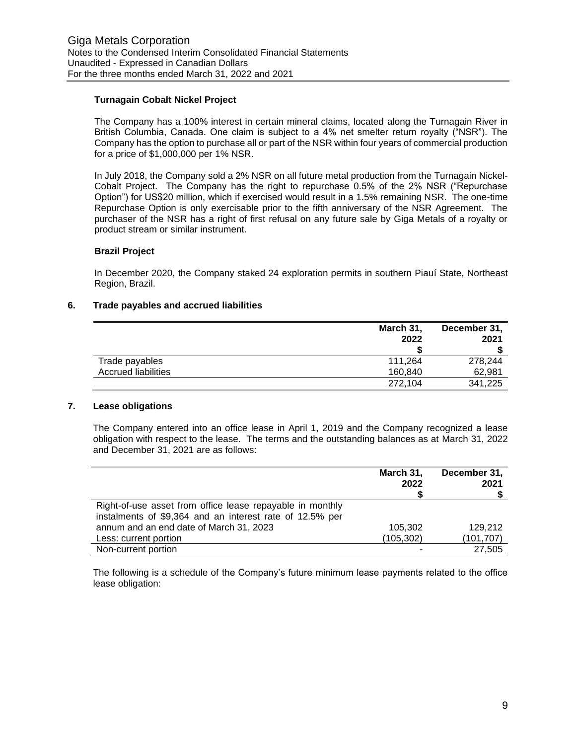### Turnagain Cobalt Nickel Project

The Company has a 100% interest in certain mineral claims, located along the Turnagain River in British Columbia, Canada. One claim is subject to a 4% net smelter return royalty ("NSR"). The Company has the option to purchase all or part of the NSR within four years of commercial production for a price of $1,000,000 per 1% NSR.

In July 2018, the Company sold a 2% NSR on all future metal production from the Turnagain Nickel-Cobalt Project. The Company has the right to repurchase 0.5% of the 2% NSR ("Repurchase Option") for US$20 million, which if exercised would result in a 1.5% remaining NSR. The one-time Repurchase Option is only exercisable prior to the fifth anniversary of the NSR Agreement. The purchaser of the NSR has a right of first refusal on any future sale by Giga Metals of a royalty or product stream or similar instrument.

### Brazil Project

In December 2020, the Company staked 24 exploration permits in southern Piauí State, Northeast Region, Brazil.

## 6. Trade payables and accrued liabilities

| | March 31, 2022 $ | December 31, 2021 $ |
|---|---|---|
| Trade payables | 111,264 | 278,244 |
| Accrued liabilities | 160,840 | 62,981 |
| | 272,104 | 341,225 |

## 7. Lease obligations

The Company entered into an office lease in April 1, 2019 and the Company recognized a lease obligation with respect to the lease. The terms and the outstanding balances as at March 31, 2022 and December 31, 2021 are as follows:

| | March 31, 2022 $ | December 31, 2021 $ |
|---|---|---|
| Right-of-use asset from office lease repayable in monthly instalments of $9,364 and an interest rate of 12.5% per annum and an end date of March 31, 2023 | 105,302 | 129,212 |
| Less: current portion | (105,302) | (101,707) |
| Non-current portion | - | 27,505 |

The following is a schedule of the Company's future minimum lease payments related to the office lease obligation: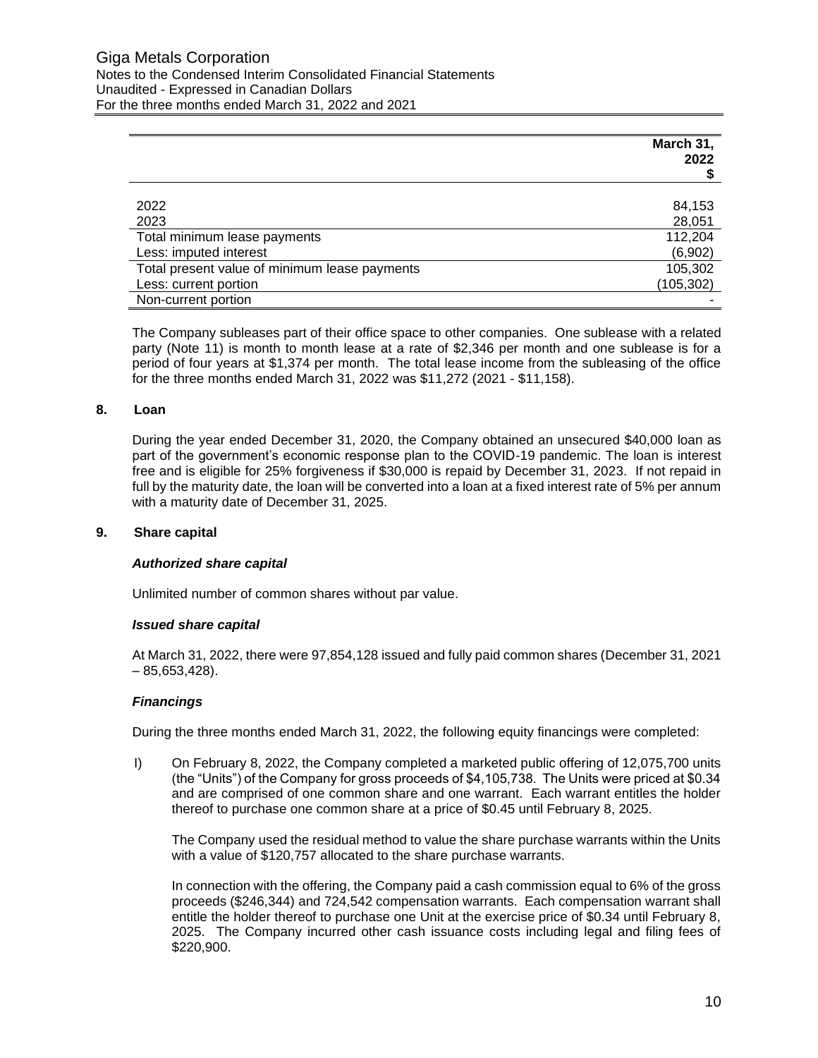| | March 31, 2022 $ |
|---|---|
| 2022 | 84,153 |
| 2023 | 28,051 |
| Total minimum lease payments | 112,204 |
| Less: imputed interest | (6,902) |
| Total present value of minimum lease payments | 105,302 |
| Less: current portion | (105,302) |
| Non-current portion | - |

The Company subleases part of their office space to other companies. One sublease with a related party (Note 11) is month to month lease at a rate of $2,346 per month and one sublease is for a period of four years at $1,374 per month. The total lease income from the subleasing of the office for the three months ended March 31, 2022 was $11,272 (2021 - $11,158).

## 8. Loan

During the year ended December 31, 2020, the Company obtained an unsecured $40,000 loan as part of the government's economic response plan to the COVID-19 pandemic. The loan is interest free and is eligible for 25% forgiveness if $30,000 is repaid by December 31, 2023. If not repaid in full by the maturity date, the loan will be converted into a loan at a fixed interest rate of 5% per annum with a maturity date of December 31, 2025.

## 9. Share capital

### *Authorized share capital*

Unlimited number of common shares without par value.

### *Issued share capital*

At March 31, 2022, there were 97,854,128 issued and fully paid common shares (December 31, 2021 – 85,653,428).

### *Financings*

During the three months ended March 31, 2022, the following equity financings were completed:

I) On February 8, 2022, the Company completed a marketed public offering of 12,075,700 units (the "Units") of the Company for gross proceeds of $4,105,738. The Units were priced at $0.34 and are comprised of one common share and one warrant. Each warrant entitles the holder thereof to purchase one common share at a price of $0.45 until February 8, 2025.

   The Company used the residual method to value the share purchase warrants within the Units with a value of $120,757 allocated to the share purchase warrants.

   In connection with the offering, the Company paid a cash commission equal to 6% of the gross proceeds ($246,344) and 724,542 compensation warrants. Each compensation warrant shall entitle the holder thereof to purchase one Unit at the exercise price of $0.34 until February 8, 2025. The Company incurred other cash issuance costs including legal and filing fees of $220,900.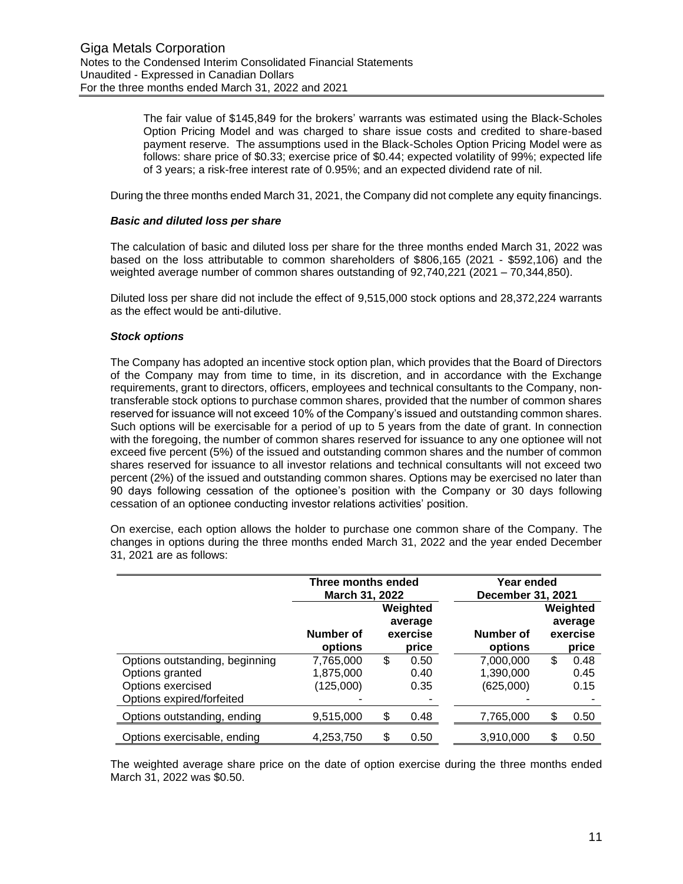The fair value of $145,849 for the brokers' warrants was estimated using the Black-Scholes Option Pricing Model and was charged to share issue costs and credited to share-based payment reserve. The assumptions used in the Black-Scholes Option Pricing Model were as follows: share price of $0.33; exercise price of $0.44; expected volatility of 99%; expected life of 3 years; a risk-free interest rate of 0.95%; and an expected dividend rate of nil.

During the three months ended March 31, 2021, the Company did not complete any equity financings.

***Basic and diluted loss per share***

The calculation of basic and diluted loss per share for the three months ended March 31, 2022 was based on the loss attributable to common shareholders of $806,165 (2021 - $592,106) and the weighted average number of common shares outstanding of 92,740,221 (2021 – 70,344,850).

Diluted loss per share did not include the effect of 9,515,000 stock options and 28,372,224 warrants as the effect would be anti-dilutive.

***Stock options***

The Company has adopted an incentive stock option plan, which provides that the Board of Directors of the Company may from time to time, in its discretion, and in accordance with the Exchange requirements, grant to directors, officers, employees and technical consultants to the Company, non-transferable stock options to purchase common shares, provided that the number of common shares reserved for issuance will not exceed 10% of the Company's issued and outstanding common shares. Such options will be exercisable for a period of up to 5 years from the date of grant. In connection with the foregoing, the number of common shares reserved for issuance to any one optionee will not exceed five percent (5%) of the issued and outstanding common shares and the number of common shares reserved for issuance to all investor relations and technical consultants will not exceed two percent (2%) of the issued and outstanding common shares. Options may be exercised no later than 90 days following cessation of the optionee's position with the Company or 30 days following cessation of an optionee conducting investor relations activities' position.

On exercise, each option allows the holder to purchase one common share of the Company. The changes in options during the three months ended March 31, 2022 and the year ended December 31, 2021 are as follows:

| | Three months ended March 31, 2022 | | Year ended December 31, 2021 | |
|---|---|---|---|---|
| | Number of options | Weighted average exercise price | Number of options | Weighted average exercise price |
| Options outstanding, beginning | 7,765,000 | $ 0.50 | 7,000,000 | $ 0.48 |
| Options granted | 1,875,000 | 0.40 | 1,390,000 | 0.45 |
| Options exercised | (125,000) | 0.35 | (625,000) | 0.15 |
| Options expired/forfeited | - | - | - | - |
| Options outstanding, ending | 9,515,000 | $ 0.48 | 7,765,000 | $ 0.50 |
| Options exercisable, ending | 4,253,750 | $ 0.50 | 3,910,000 | $ 0.50 |

The weighted average share price on the date of option exercise during the three months ended March 31, 2022 was $0.50.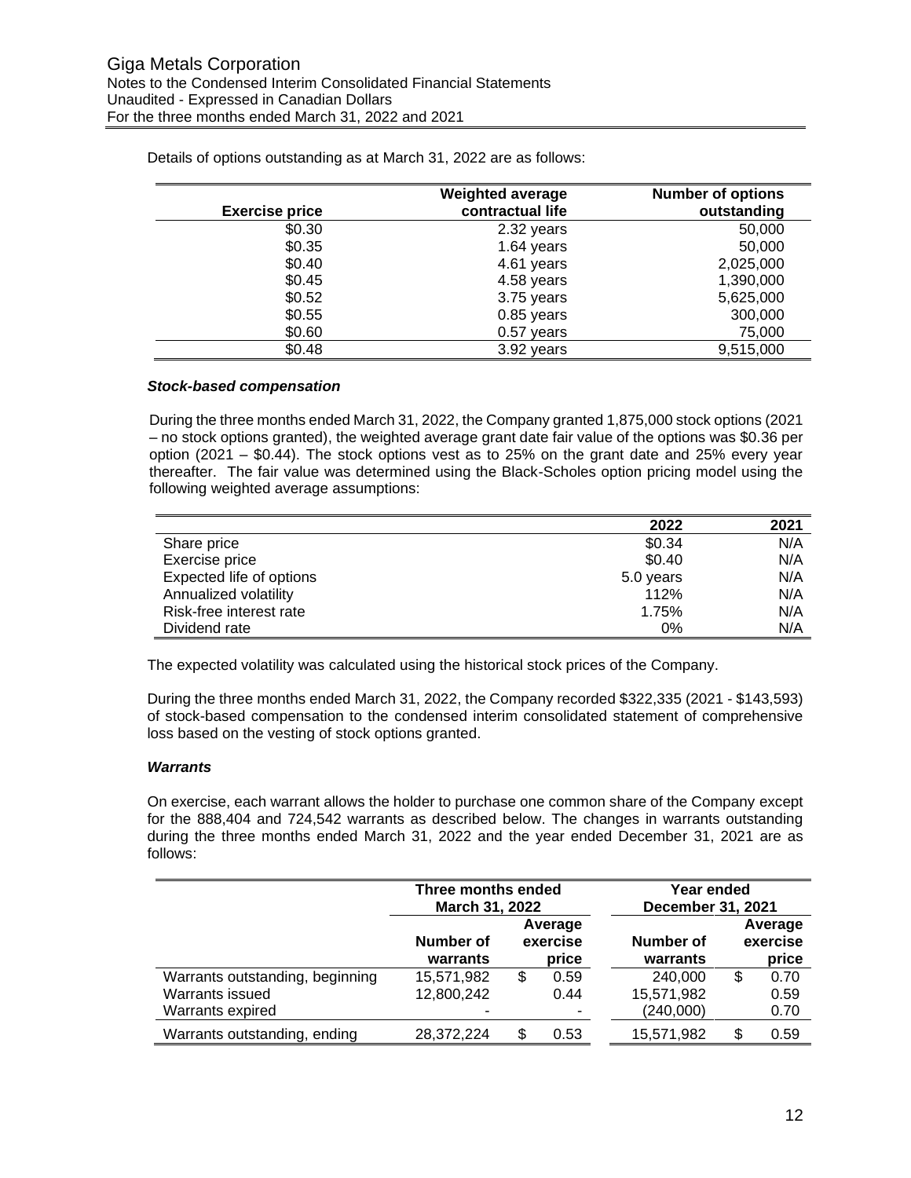Details of options outstanding as at March 31, 2022 are as follows:

| Exercise price | Weighted average contractual life | Number of options outstanding |
|---|---|---|
| $0.30 | 2.32 years | 50,000 |
| $0.35 | 1.64 years | 50,000 |
| $0.40 | 4.61 years | 2,025,000 |
| $0.45 | 4.58 years | 1,390,000 |
| $0.52 | 3.75 years | 5,625,000 |
| $0.55 | 0.85 years | 300,000 |
| $0.60 | 0.57 years | 75,000 |
| $0.48 | 3.92 years | 9,515,000 |

***Stock-based compensation***

During the three months ended March 31, 2022, the Company granted 1,875,000 stock options (2021 – no stock options granted), the weighted average grant date fair value of the options was $0.36 per option (2021 – $0.44). The stock options vest as to 25% on the grant date and 25% every year thereafter. The fair value was determined using the Black-Scholes option pricing model using the following weighted average assumptions:

| | 2022 | 2021 |
|---|---|---|
| Share price | $0.34 | N/A |
| Exercise price | $0.40 | N/A |
| Expected life of options | 5.0 years | N/A |
| Annualized volatility | 112% | N/A |
| Risk-free interest rate | 1.75% | N/A |
| Dividend rate | 0% | N/A |

The expected volatility was calculated using the historical stock prices of the Company.

During the three months ended March 31, 2022, the Company recorded $322,335 (2021 - $143,593) of stock-based compensation to the condensed interim consolidated statement of comprehensive loss based on the vesting of stock options granted.

***Warrants***

On exercise, each warrant allows the holder to purchase one common share of the Company except for the 888,404 and 724,542 warrants as described below. The changes in warrants outstanding during the three months ended March 31, 2022 and the year ended December 31, 2021 are as follows:

| | Three months ended March 31, 2022 | | Year ended December 31, 2021 | |
|---|---|---|---|---|
| | Number of warrants | Average exercise price | Number of warrants | Average exercise price |
| Warrants outstanding, beginning | 15,571,982 | $ 0.59 | 240,000 | $ 0.70 |
| Warrants issued | 12,800,242 | 0.44 | 15,571,982 | 0.59 |
| Warrants expired | - | - | (240,000) | 0.70 |
| Warrants outstanding, ending | 28,372,224 | $ 0.53 | 15,571,982 | $ 0.59 |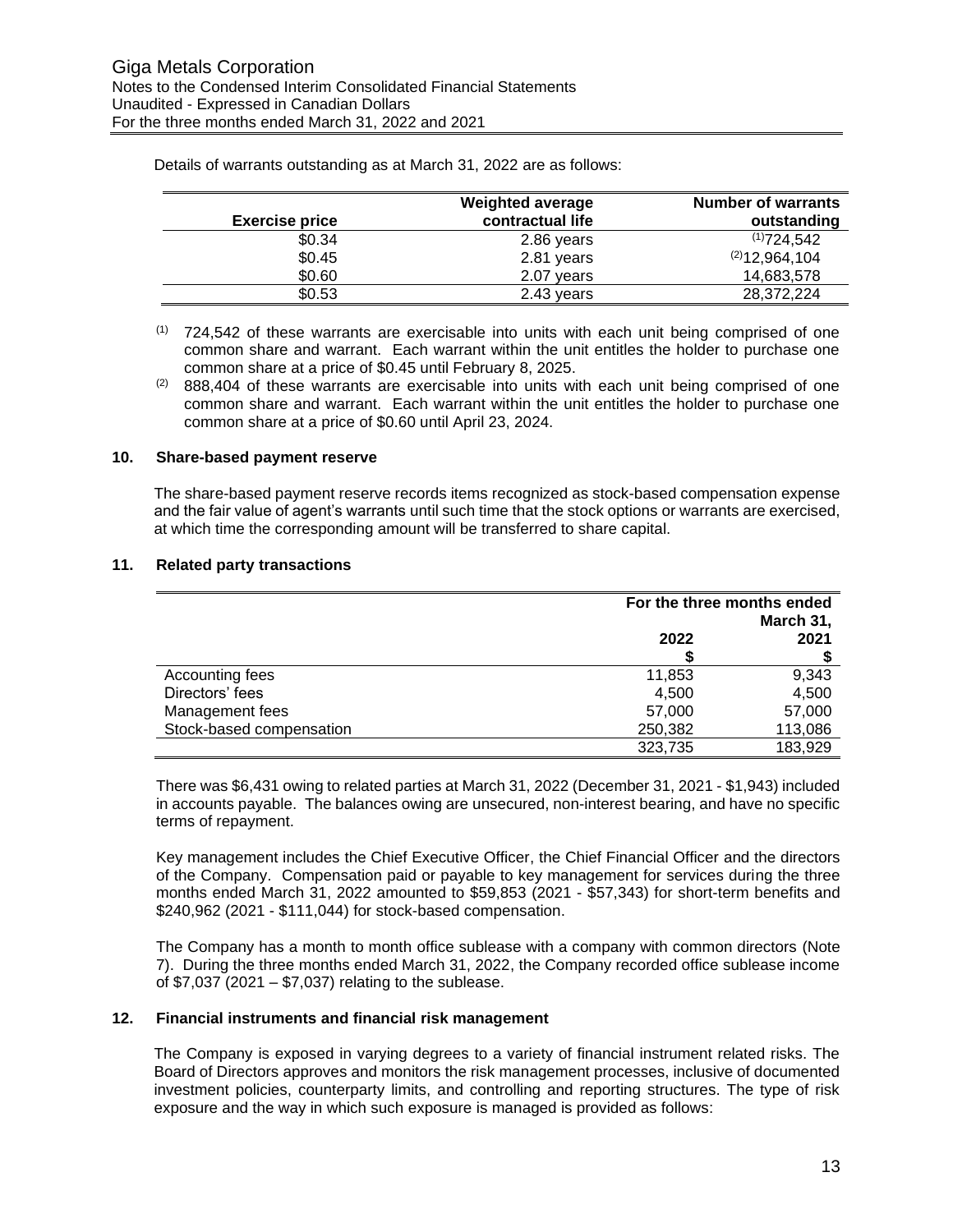Details of warrants outstanding as at March 31, 2022 are as follows:

| Exercise price | Weighted average contractual life | Number of warrants outstanding |
|---|---|---|
| \$0.34 | 2.86 years | [(1)]724,542 |
| \$0.45 | 2.81 years | [(2)]12,964,104 |
| \$0.60 | 2.07 years | 14,683,578 |
| \$0.53 | 2.43 years | 28,372,224 |

(1) 724,542 of these warrants are exercisable into units with each unit being comprised of one common share and warrant. Each warrant within the unit entitles the holder to purchase one common share at a price of \$0.45 until February 8, 2025.

(2) 888,404 of these warrants are exercisable into units with each unit being comprised of one common share and warrant. Each warrant within the unit entitles the holder to purchase one common share at a price of \$0.60 until April 23, 2024.

## 10. Share-based payment reserve

The share-based payment reserve records items recognized as stock-based compensation expense and the fair value of agent's warrants until such time that the stock options or warrants are exercised, at which time the corresponding amount will be transferred to share capital.

## 11. Related party transactions

| | For the three months ended March 31, | |
|---|---|---|
| | 2022 | 2021 |
| | \$ | \$ |
| Accounting fees | 11,853 | 9,343 |
| Directors' fees | 4,500 | 4,500 |
| Management fees | 57,000 | 57,000 |
| Stock-based compensation | 250,382 | 113,086 |
| | 323,735 | 183,929 |

There was \$6,431 owing to related parties at March 31, 2022 (December 31, 2021 - \$1,943) included in accounts payable. The balances owing are unsecured, non-interest bearing, and have no specific terms of repayment.

Key management includes the Chief Executive Officer, the Chief Financial Officer and the directors of the Company. Compensation paid or payable to key management for services during the three months ended March 31, 2022 amounted to \$59,853 (2021 - \$57,343) for short-term benefits and \$240,962 (2021 - \$111,044) for stock-based compensation.

The Company has a month to month office sublease with a company with common directors (Note 7). During the three months ended March 31, 2022, the Company recorded office sublease income of \$7,037 (2021 – \$7,037) relating to the sublease.

## 12. Financial instruments and financial risk management

The Company is exposed in varying degrees to a variety of financial instrument related risks. The Board of Directors approves and monitors the risk management processes, inclusive of documented investment policies, counterparty limits, and controlling and reporting structures. The type of risk exposure and the way in which such exposure is managed is provided as follows: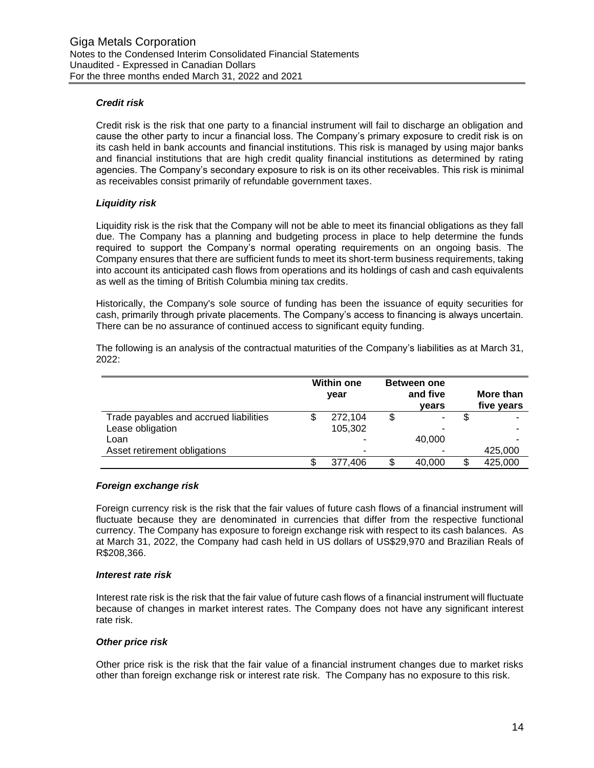### *Credit risk*

Credit risk is the risk that one party to a financial instrument will fail to discharge an obligation and cause the other party to incur a financial loss. The Company's primary exposure to credit risk is on its cash held in bank accounts and financial institutions. This risk is managed by using major banks and financial institutions that are high credit quality financial institutions as determined by rating agencies. The Company's secondary exposure to risk is on its other receivables. This risk is minimal as receivables consist primarily of refundable government taxes.

### *Liquidity risk*

Liquidity risk is the risk that the Company will not be able to meet its financial obligations as they fall due. The Company has a planning and budgeting process in place to help determine the funds required to support the Company's normal operating requirements on an ongoing basis. The Company ensures that there are sufficient funds to meet its short-term business requirements, taking into account its anticipated cash flows from operations and its holdings of cash and cash equivalents as well as the timing of British Columbia mining tax credits.

Historically, the Company's sole source of funding has been the issuance of equity securities for cash, primarily through private placements. The Company's access to financing is always uncertain. There can be no assurance of continued access to significant equity funding.

The following is an analysis of the contractual maturities of the Company's liabilities as at March 31, 2022:

| | Within one year | Between one and five years | More than five years |
|---|---|---|---|
| Trade payables and accrued liabilities | $ 272,104 | $ - | $ - |
| Lease obligation | 105,302 | - | - |
| Loan | - | 40,000 | - |
| Asset retirement obligations | - | - | 425,000 |
| | $ 377,406 | $ 40,000 | $ 425,000 |

### *Foreign exchange risk*

Foreign currency risk is the risk that the fair values of future cash flows of a financial instrument will fluctuate because they are denominated in currencies that differ from the respective functional currency. The Company has exposure to foreign exchange risk with respect to its cash balances. As at March 31, 2022, the Company had cash held in US dollars of US$29,970 and Brazilian Reals of R$208,366.

### *Interest rate risk*

Interest rate risk is the risk that the fair value of future cash flows of a financial instrument will fluctuate because of changes in market interest rates. The Company does not have any significant interest rate risk.

### *Other price risk*

Other price risk is the risk that the fair value of a financial instrument changes due to market risks other than foreign exchange risk or interest rate risk. The Company has no exposure to this risk.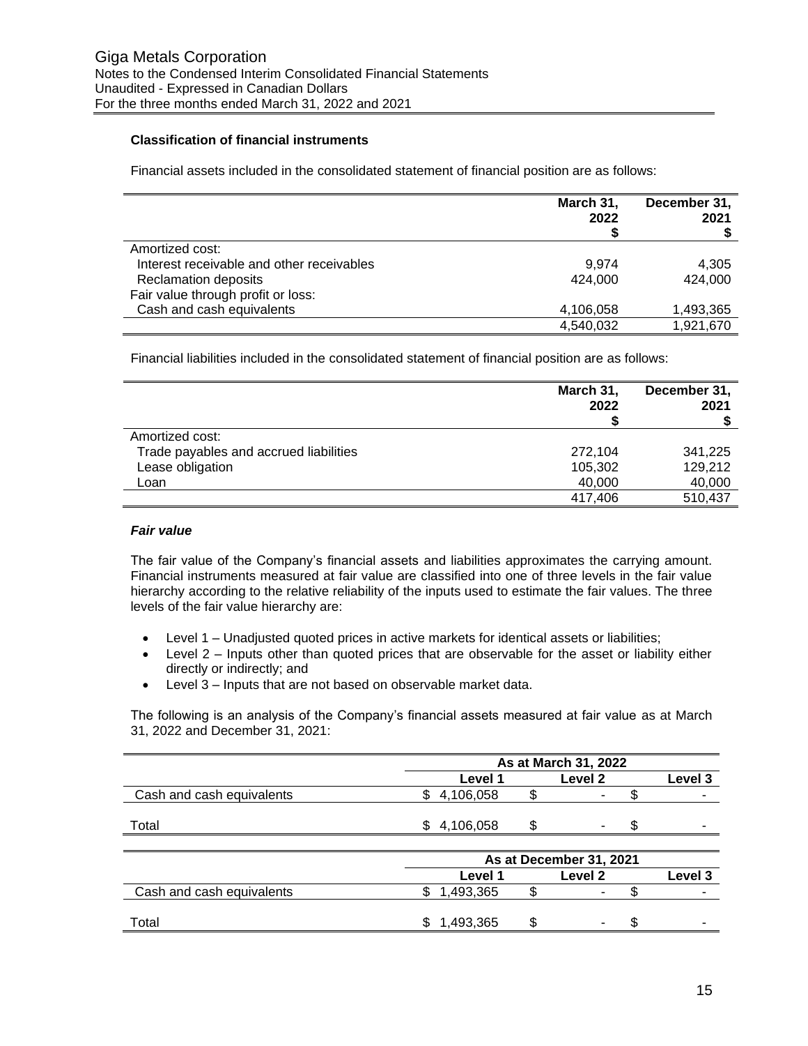### Classification of financial instruments

Financial assets included in the consolidated statement of financial position are as follows:

| | March 31, 2022 $ | December 31, 2021 $ |
|---|---|---|
| Amortized cost: | | |
| Interest receivable and other receivables | 9,974 | 4,305 |
| Reclamation deposits | 424,000 | 424,000 |
| Fair value through profit or loss: | | |
| Cash and cash equivalents | 4,106,058 | 1,493,365 |
| | 4,540,032 | 1,921,670 |

Financial liabilities included in the consolidated statement of financial position are as follows:

| | March 31, 2022 $ | December 31, 2021 $ |
|---|---|---|
| Amortized cost: | | |
| Trade payables and accrued liabilities | 272,104 | 341,225 |
| Lease obligation | 105,302 | 129,212 |
| Loan | 40,000 | 40,000 |
| | 417,406 | 510,437 |

#### *Fair value*

The fair value of the Company's financial assets and liabilities approximates the carrying amount. Financial instruments measured at fair value are classified into one of three levels in the fair value hierarchy according to the relative reliability of the inputs used to estimate the fair values. The three levels of the fair value hierarchy are:

- Level 1 – Unadjusted quoted prices in active markets for identical assets or liabilities;
- Level 2 – Inputs other than quoted prices that are observable for the asset or liability either directly or indirectly; and
- Level 3 – Inputs that are not based on observable market data.

The following is an analysis of the Company's financial assets measured at fair value as at March 31, 2022 and December 31, 2021:

| | As at March 31, 2022 | | |
|---|---|---|---|
| | Level 1 | Level 2 | Level 3 |
| Cash and cash equivalents | $ 4,106,058 | $ - | $ - |
| Total | $ 4,106,058 | $ - | $ - |

| | As at December 31, 2021 | | |
|---|---|---|---|
| | Level 1 | Level 2 | Level 3 |
| Cash and cash equivalents | $ 1,493,365 | $ - | $ - |
| Total | $ 1,493,365 | $ - | $ - |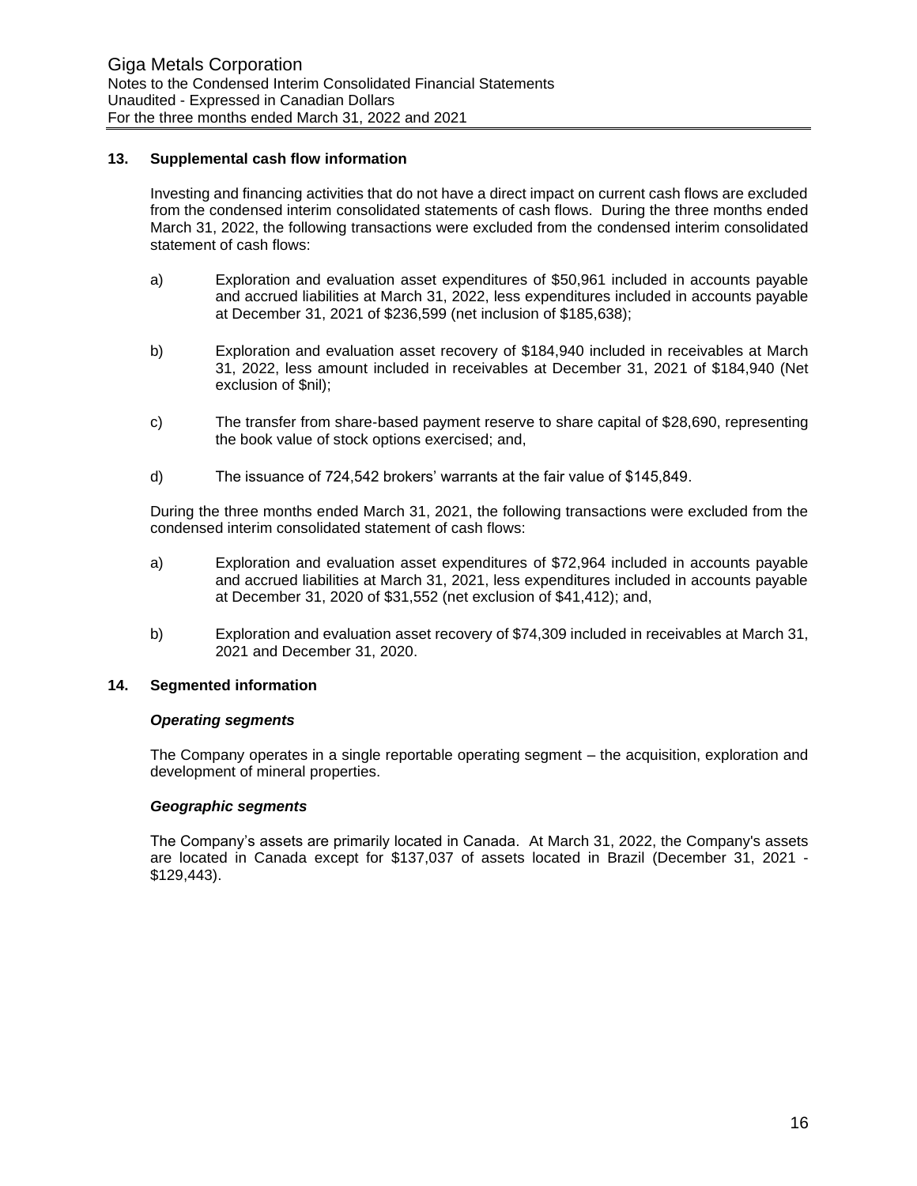## 13. Supplemental cash flow information

Investing and financing activities that do not have a direct impact on current cash flows are excluded from the condensed interim consolidated statements of cash flows. During the three months ended March 31, 2022, the following transactions were excluded from the condensed interim consolidated statement of cash flows:

a) Exploration and evaluation asset expenditures of $50,961 included in accounts payable and accrued liabilities at March 31, 2022, less expenditures included in accounts payable at December 31, 2021 of $236,599 (net inclusion of $185,638);

b) Exploration and evaluation asset recovery of $184,940 included in receivables at March 31, 2022, less amount included in receivables at December 31, 2021 of $184,940 (Net exclusion of $nil);

c) The transfer from share-based payment reserve to share capital of $28,690, representing the book value of stock options exercised; and,

d) The issuance of 724,542 brokers' warrants at the fair value of $145,849.

During the three months ended March 31, 2021, the following transactions were excluded from the condensed interim consolidated statement of cash flows:

a) Exploration and evaluation asset expenditures of $72,964 included in accounts payable and accrued liabilities at March 31, 2021, less expenditures included in accounts payable at December 31, 2020 of $31,552 (net exclusion of $41,412); and,

b) Exploration and evaluation asset recovery of $74,309 included in receivables at March 31, 2021 and December 31, 2020.

## 14. Segmented information

### *Operating segments*

The Company operates in a single reportable operating segment – the acquisition, exploration and development of mineral properties.

### *Geographic segments*

The Company's assets are primarily located in Canada. At March 31, 2022, the Company's assets are located in Canada except for $137,037 of assets located in Brazil (December 31, 2021 - $129,443).